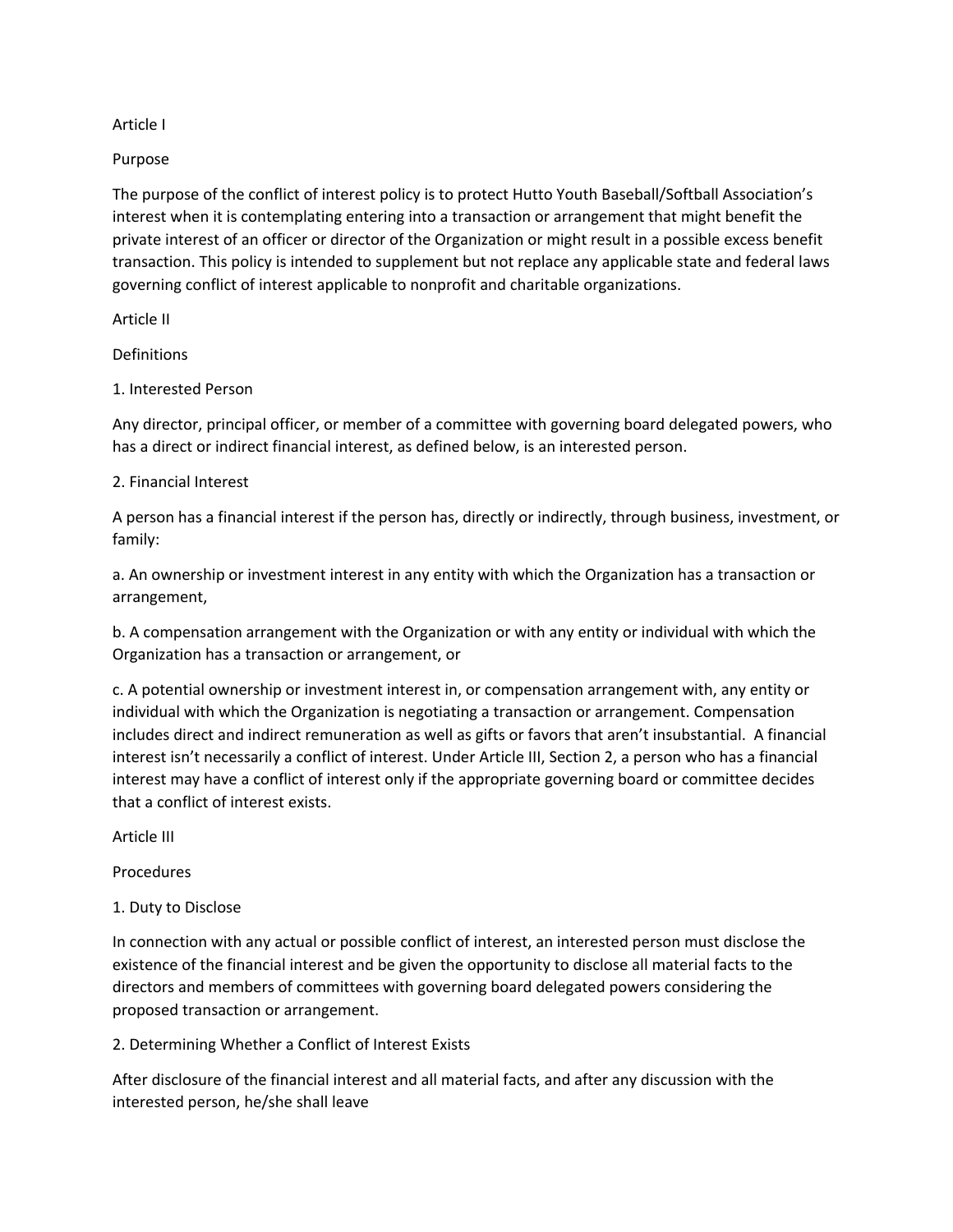## Article I

### Purpose

The purpose of the conflict of interest policy is to protect Hutto Youth Baseball/Softball Association's interest when it is contemplating entering into a transaction or arrangement that might benefit the private interest of an officer or director of the Organization or might result in a possible excess benefit transaction. This policy is intended to supplement but not replace any applicable state and federal laws governing conflict of interest applicable to nonprofit and charitable organizations.

## Article II

### Definitions

#### 1. Interested Person

Any director, principal officer, or member of a committee with governing board delegated powers, who has a direct or indirect financial interest, as defined below, is an interested person.

#### 2. Financial Interest

A person has a financial interest if the person has, directly or indirectly, through business, investment, or family:

a. An ownership or investment interest in any entity with which the Organization has a transaction or arrangement,

b. A compensation arrangement with the Organization or with any entity or individual with which the Organization has a transaction or arrangement, or

c. A potential ownership or investment interest in, or compensation arrangement with, any entity or individual with which the Organization is negotiating a transaction or arrangement. Compensation includes direct and indirect remuneration as well as gifts or favors that aren't insubstantial. A financial interest isn't necessarily a conflict of interest. Under Article III, Section 2, a person who has a financial interest may have a conflict of interest only if the appropriate governing board or committee decides that a conflict of interest exists.

## Article III

### Procedures

#### 1. Duty to Disclose

In connection with any actual or possible conflict of interest, an interested person must disclose the existence of the financial interest and be given the opportunity to disclose all material facts to the directors and members of committees with governing board delegated powers considering the proposed transaction or arrangement.

#### 2. Determining Whether a Conflict of Interest Exists

After disclosure of the financial interest and all material facts, and after any discussion with the interested person, he/she shall leave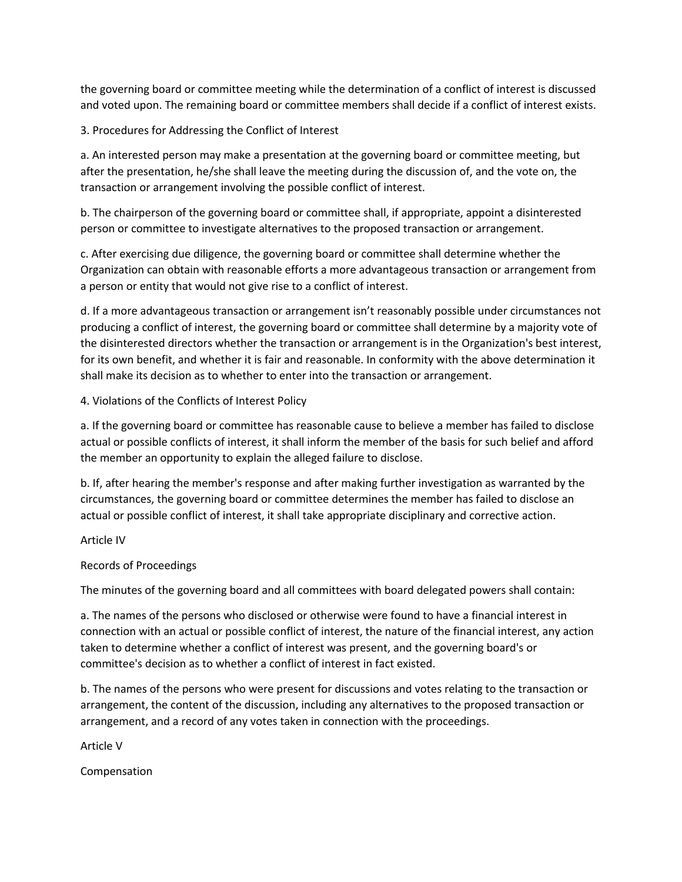the governing board or committee meeting while the determination of a conflict of interest is discussed and voted upon. The remaining board or committee members shall decide if a conflict of interest exists.

3. Procedures for Addressing the Conflict of Interest

a. An interested person may make a presentation at the governing board or committee meeting, but after the presentation, he/she shall leave the meeting during the discussion of, and the vote on, the transaction or arrangement involving the possible conflict of interest.

b. The chairperson of the governing board or committee shall, if appropriate, appoint a disinterested person or committee to investigate alternatives to the proposed transaction or arrangement.

c. After exercising due diligence, the governing board or committee shall determine whether the Organization can obtain with reasonable efforts a more advantageous transaction or arrangement from a person or entity that would not give rise to a conflict of interest.

d. If a more advantageous transaction or arrangement isn't reasonably possible under circumstances not producing a conflict of interest, the governing board or committee shall determine by a majority vote of the disinterested directors whether the transaction or arrangement is in the Organization's best interest, for its own benefit, and whether it is fair and reasonable. In conformity with the above determination it shall make its decision as to whether to enter into the transaction or arrangement.

4. Violations of the Conflicts of Interest Policy

a. If the governing board or committee has reasonable cause to believe a member has failed to disclose actual or possible conflicts of interest, it shall inform the member of the basis for such belief and afford the member an opportunity to explain the alleged failure to disclose.

b. If, after hearing the member's response and after making further investigation as warranted by the circumstances, the governing board or committee determines the member has failed to disclose an actual or possible conflict of interest, it shall take appropriate disciplinary and corrective action.

## Article IV

## Records of Proceedings

The minutes of the governing board and all committees with board delegated powers shall contain:

a. The names of the persons who disclosed or otherwise were found to have a financial interest in connection with an actual or possible conflict of interest, the nature of the financial interest, any action taken to determine whether a conflict of interest was present, and the governing board's or committee's decision as to whether a conflict of interest in fact existed.

b. The names of the persons who were present for discussions and votes relating to the transaction or arrangement, the content of the discussion, including any alternatives to the proposed transaction or arrangement, and a record of any votes taken in connection with the proceedings.

## Article V

## Compensation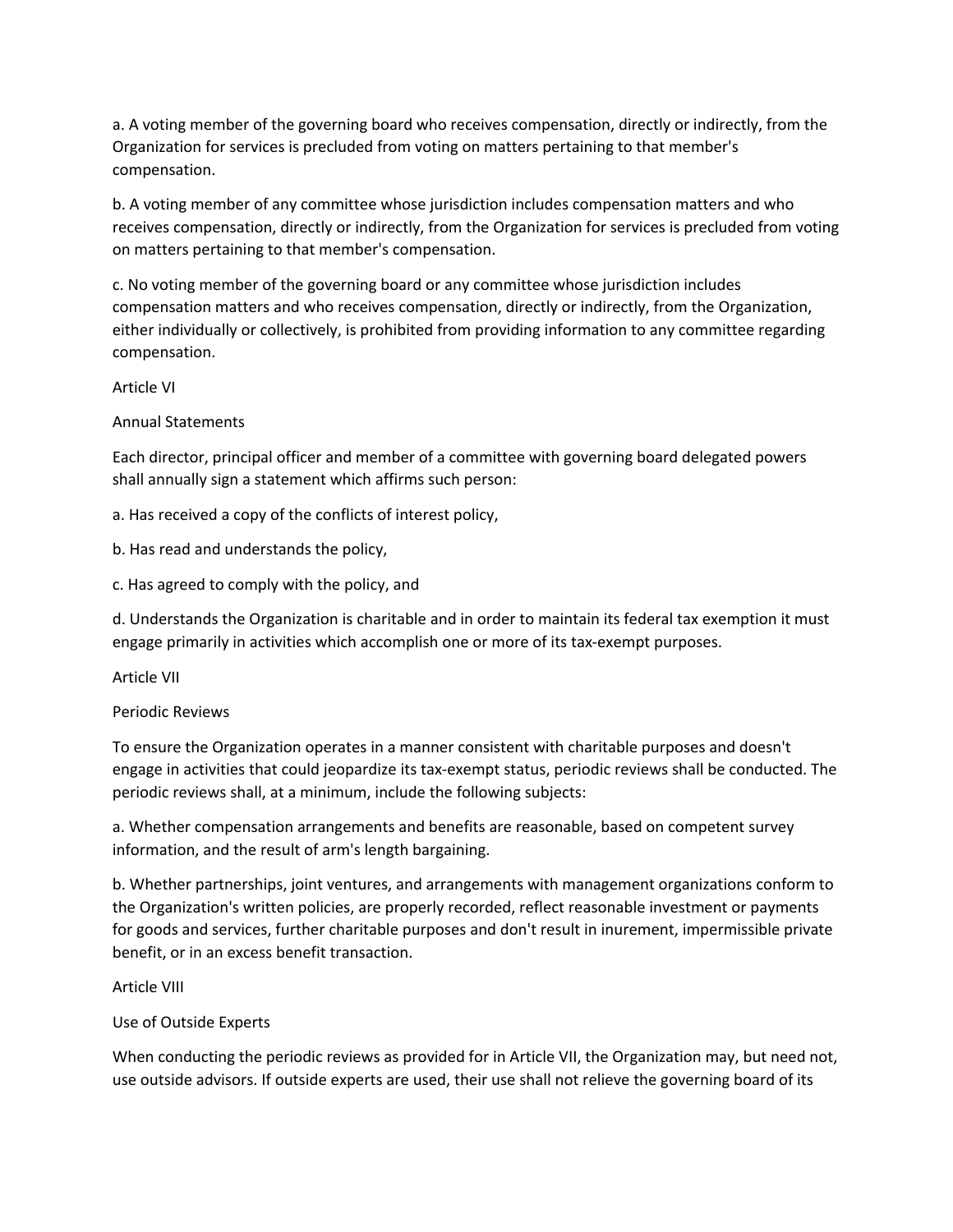a. A voting member of the governing board who receives compensation, directly or indirectly, from the Organization for services is precluded from voting on matters pertaining to that member's compensation.

b. A voting member of any committee whose jurisdiction includes compensation matters and who receives compensation, directly or indirectly, from the Organization for services is precluded from voting on matters pertaining to that member's compensation.

c. No voting member of the governing board or any committee whose jurisdiction includes compensation matters and who receives compensation, directly or indirectly, from the Organization, either individually or collectively, is prohibited from providing information to any committee regarding compensation.

## Article VI

## Annual Statements

Each director, principal officer and member of a committee with governing board delegated powers shall annually sign a statement which affirms such person:

a. Has received a copy of the conflicts of interest policy,

b. Has read and understands the policy,

c. Has agreed to comply with the policy, and

d. Understands the Organization is charitable and in order to maintain its federal tax exemption it must engage primarily in activities which accomplish one or more of its tax-exempt purposes.

## Article VII

## Periodic Reviews

To ensure the Organization operates in a manner consistent with charitable purposes and doesn't engage in activities that could jeopardize its tax-exempt status, periodic reviews shall be conducted. The periodic reviews shall, at a minimum, include the following subjects:

a. Whether compensation arrangements and benefits are reasonable, based on competent survey information, and the result of arm's length bargaining.

b. Whether partnerships, joint ventures, and arrangements with management organizations conform to the Organization's written policies, are properly recorded, reflect reasonable investment or payments for goods and services, further charitable purposes and don't result in inurement, impermissible private benefit, or in an excess benefit transaction.

## Article VIII

## Use of Outside Experts

When conducting the periodic reviews as provided for in Article VII, the Organization may, but need not, use outside advisors. If outside experts are used, their use shall not relieve the governing board of its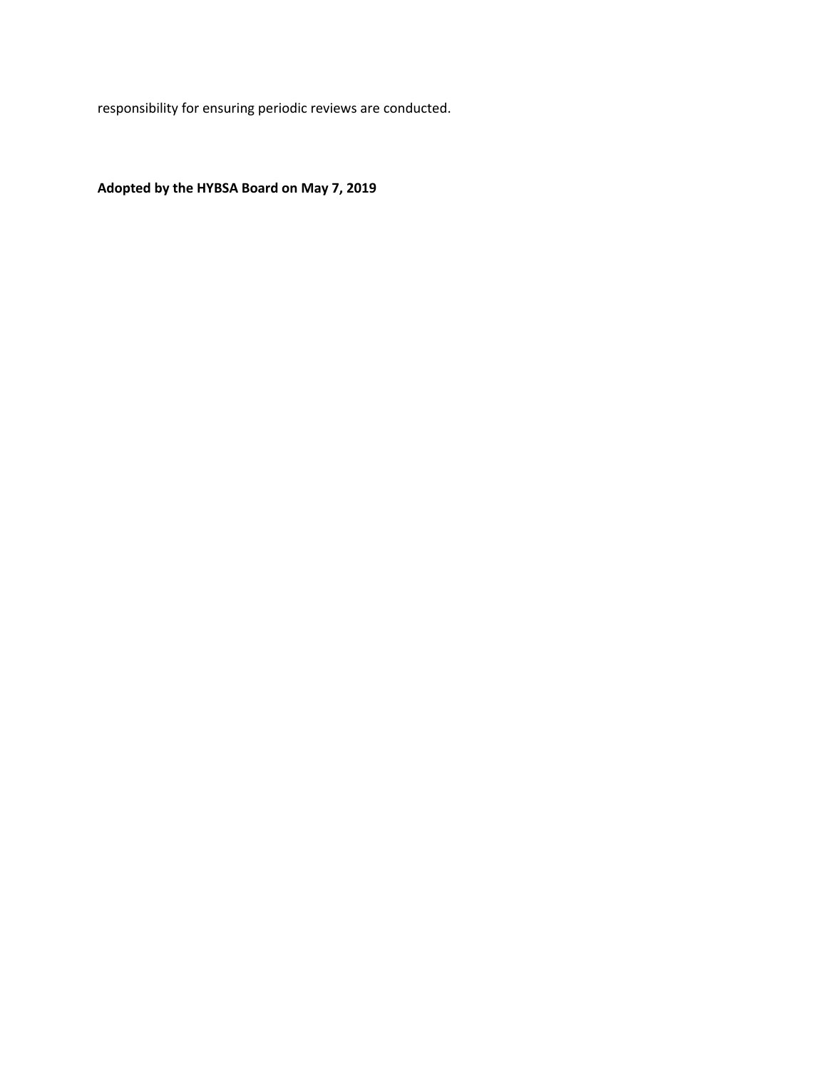responsibility for ensuring periodic reviews are conducted.

**Adopted by the HYBSA Board on May 7, 2019**